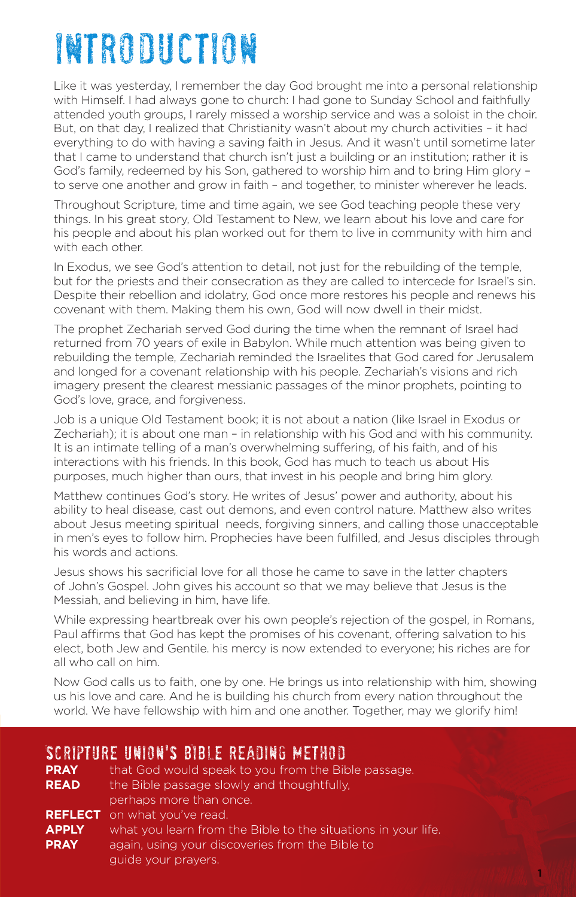# INTRODUCTION

Like it was yesterday, I remember the day God brought me into a personal relationship with Himself. I had always gone to church: I had gone to Sunday School and faithfully attended youth groups, I rarely missed a worship service and was a soloist in the choir. But, on that day, I realized that Christianity wasn't about my church activities – it had everything to do with having a saving faith in Jesus. And it wasn't until sometime later that I came to understand that church isn't just a building or an institution; rather it is God's family, redeemed by his Son, gathered to worship him and to bring Him glory – to serve one another and grow in faith – and together, to minister wherever he leads.

Throughout Scripture, time and time again, we see God teaching people these very things. In his great story, Old Testament to New, we learn about his love and care for his people and about his plan worked out for them to live in community with him and with each other.

In Exodus, we see God's attention to detail, not just for the rebuilding of the temple, but for the priests and their consecration as they are called to intercede for Israel's sin. Despite their rebellion and idolatry, God once more restores his people and renews his covenant with them. Making them his own, God will now dwell in their midst.

The prophet Zechariah served God during the time when the remnant of Israel had returned from 70 years of exile in Babylon. While much attention was being given to rebuilding the temple, Zechariah reminded the Israelites that God cared for Jerusalem and longed for a covenant relationship with his people. Zechariah's visions and rich imagery present the clearest messianic passages of the minor prophets, pointing to God's love, grace, and forgiveness.

Job is a unique Old Testament book; it is not about a nation (like Israel in Exodus or Zechariah); it is about one man – in relationship with his God and with his community. It is an intimate telling of a man's overwhelming suffering, of his faith, and of his interactions with his friends. In this book, God has much to teach us about His purposes, much higher than ours, that invest in his people and bring him glory.

Matthew continues God's story. He writes of Jesus' power and authority, about his ability to heal disease, cast out demons, and even control nature. Matthew also writes about Jesus meeting spiritual needs, forgiving sinners, and calling those unacceptable in men's eyes to follow him. Prophecies have been fulfilled, and Jesus disciples through his words and actions.

Jesus shows his sacrificial love for all those he came to save in the latter chapters of John's Gospel. John gives his account so that we may believe that Jesus is the Messiah, and believing in him, have life.

While expressing heartbreak over his own people's rejection of the gospel, in Romans, Paul affirms that God has kept the promises of his covenant, offering salvation to his elect, both Jew and Gentile. his mercy is now extended to everyone; his riches are for all who call on him.

Now God calls us to faith, one by one. He brings us into relationship with him, showing us his love and care. And he is building his church from every nation throughout the world. We have fellowship with him and one another. Together, may we glorify him!

## SCRIPTURE UNION'S BIBLE READING METHOD

**PRAY** that God would speak to you from the Bible passage.
**READ** the Bible passage slowly and thoughtfully, perhaps more than once.
**REFLECT** on what you've read.
**APPLY** what you learn from the Bible to the situations in your life.
**PRAY** again, using your discoveries from the Bible to guide your prayers.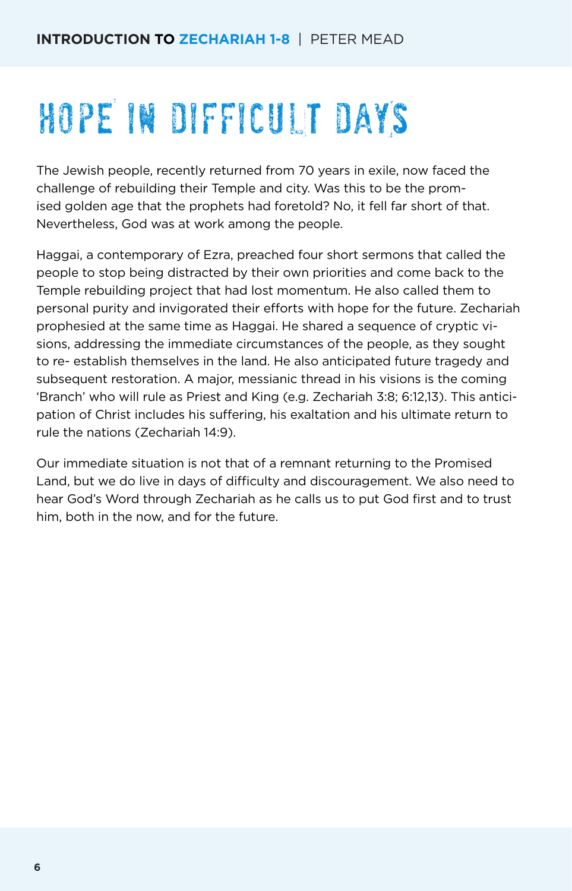# HOPE IN DIFFICULT DAYS

The Jewish people, recently returned from 70 years in exile, now faced the challenge of rebuilding their Temple and city. Was this to be the promised golden age that the prophets had foretold? No, it fell far short of that. Nevertheless, God was at work among the people.

Haggai, a contemporary of Ezra, preached four short sermons that called the people to stop being distracted by their own priorities and come back to the Temple rebuilding project that had lost momentum. He also called them to personal purity and invigorated their efforts with hope for the future. Zechariah prophesied at the same time as Haggai. He shared a sequence of cryptic visions, addressing the immediate circumstances of the people, as they sought to re- establish themselves in the land. He also anticipated future tragedy and subsequent restoration. A major, messianic thread in his visions is the coming 'Branch' who will rule as Priest and King (e.g. Zechariah 3:8; 6:12,13). This anticipation of Christ includes his suffering, his exaltation and his ultimate return to rule the nations (Zechariah 14:9).

Our immediate situation is not that of a remnant returning to the Promised Land, but we do live in days of difficulty and discouragement. We also need to hear God's Word through Zechariah as he calls us to put God first and to trust him, both in the now, and for the future.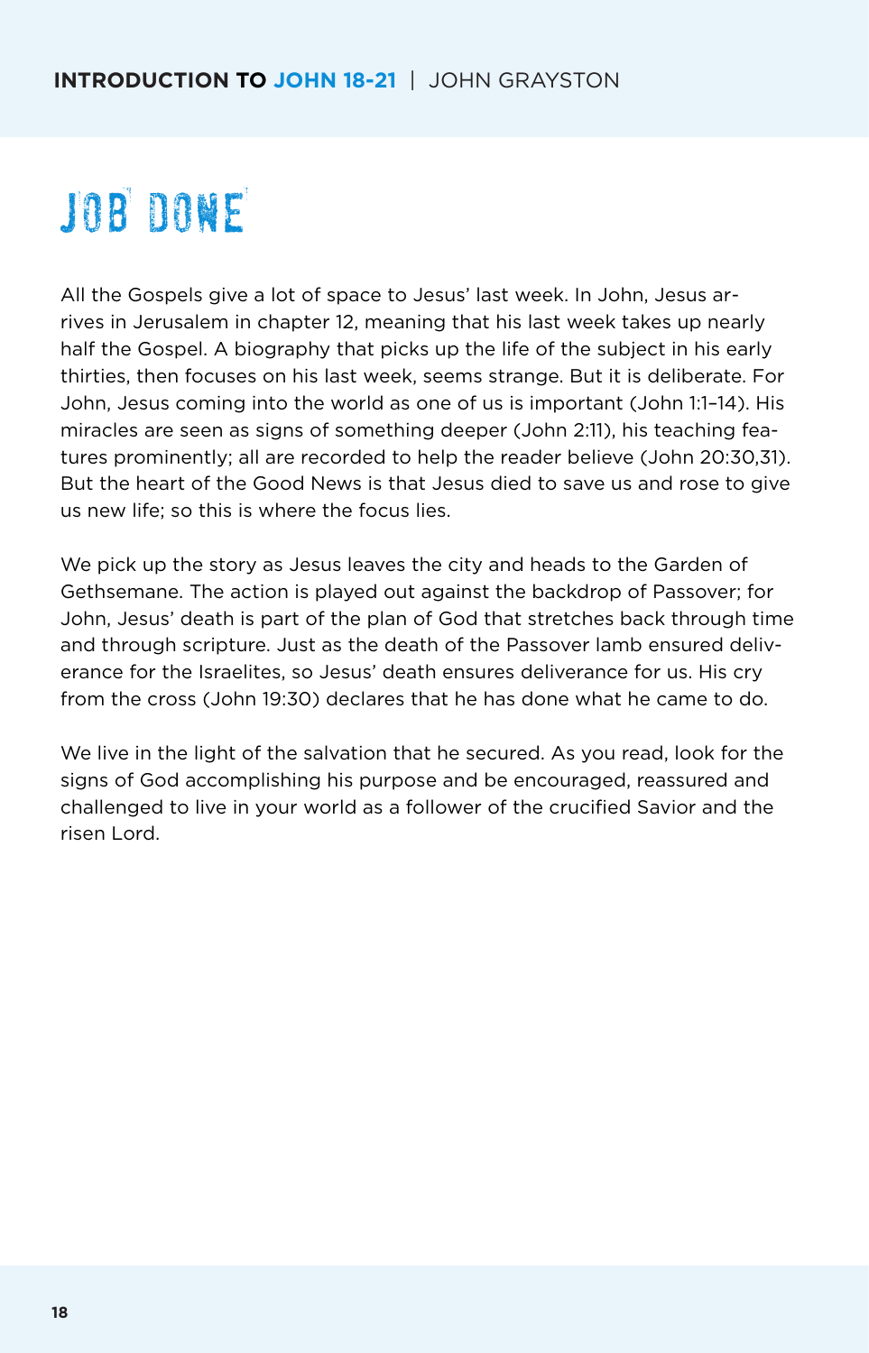**INTRODUCTION TO JOHN 18-21** | JOHN GRAYSTON

# JOB DONE

All the Gospels give a lot of space to Jesus' last week. In John, Jesus arrives in Jerusalem in chapter 12, meaning that his last week takes up nearly half the Gospel. A biography that picks up the life of the subject in his early thirties, then focuses on his last week, seems strange. But it is deliberate. For John, Jesus coming into the world as one of us is important (John 1:1–14). His miracles are seen as signs of something deeper (John 2:11), his teaching features prominently; all are recorded to help the reader believe (John 20:30,31). But the heart of the Good News is that Jesus died to save us and rose to give us new life; so this is where the focus lies.

We pick up the story as Jesus leaves the city and heads to the Garden of Gethsemane. The action is played out against the backdrop of Passover; for John, Jesus' death is part of the plan of God that stretches back through time and through scripture. Just as the death of the Passover lamb ensured deliverance for the Israelites, so Jesus' death ensures deliverance for us. His cry from the cross (John 19:30) declares that he has done what he came to do.

We live in the light of the salvation that he secured. As you read, look for the signs of God accomplishing his purpose and be encouraged, reassured and challenged to live in your world as a follower of the crucified Savior and the risen Lord.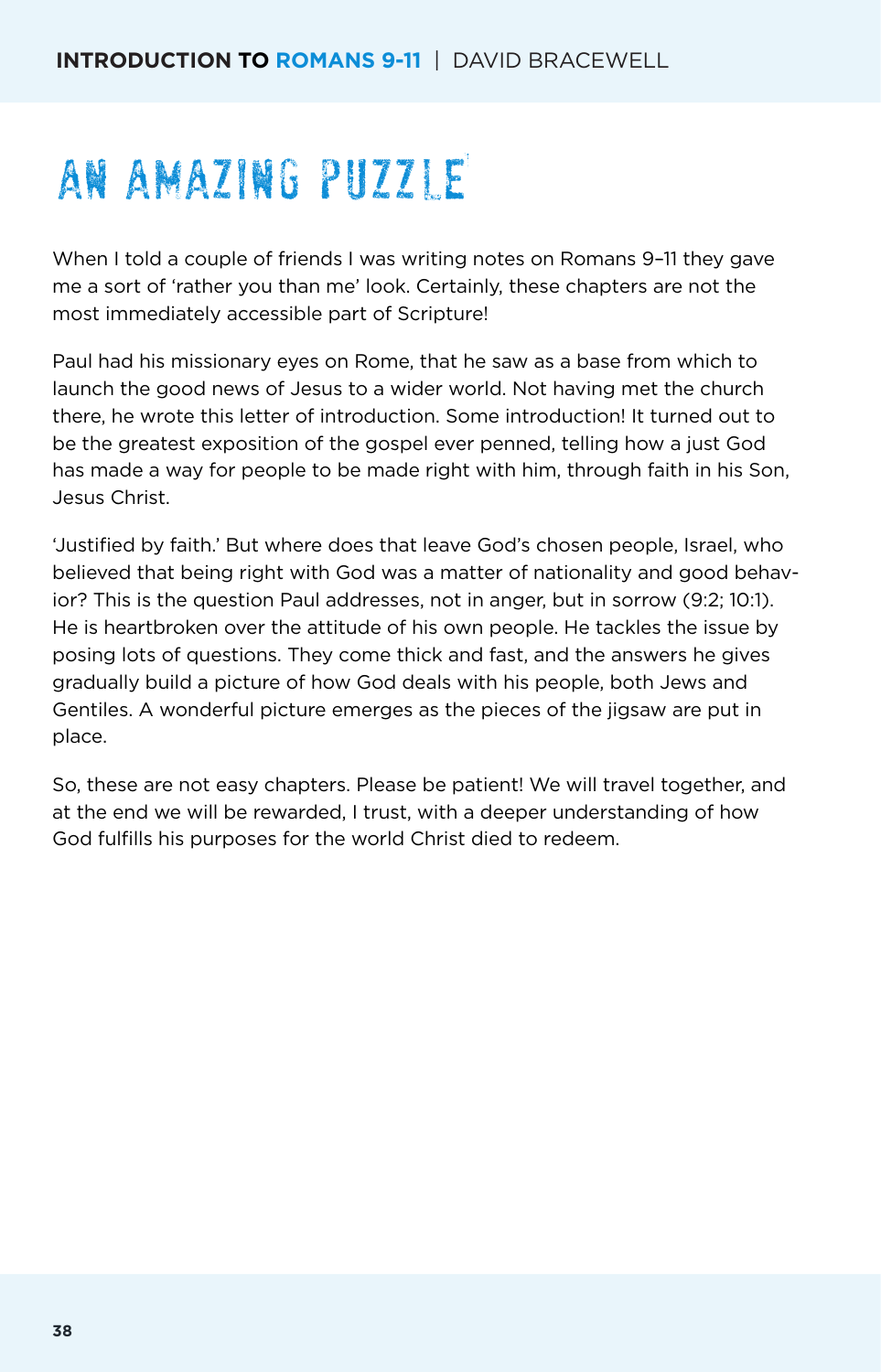# AN AMAZING PUZZLE

When I told a couple of friends I was writing notes on Romans 9–11 they gave me a sort of 'rather you than me' look. Certainly, these chapters are not the most immediately accessible part of Scripture!

Paul had his missionary eyes on Rome, that he saw as a base from which to launch the good news of Jesus to a wider world. Not having met the church there, he wrote this letter of introduction. Some introduction! It turned out to be the greatest exposition of the gospel ever penned, telling how a just God has made a way for people to be made right with him, through faith in his Son, Jesus Christ.

'Justified by faith.' But where does that leave God's chosen people, Israel, who believed that being right with God was a matter of nationality and good behavior? This is the question Paul addresses, not in anger, but in sorrow (9:2; 10:1). He is heartbroken over the attitude of his own people. He tackles the issue by posing lots of questions. They come thick and fast, and the answers he gives gradually build a picture of how God deals with his people, both Jews and Gentiles. A wonderful picture emerges as the pieces of the jigsaw are put in place.

So, these are not easy chapters. Please be patient! We will travel together, and at the end we will be rewarded, I trust, with a deeper understanding of how God fulfills his purposes for the world Christ died to redeem.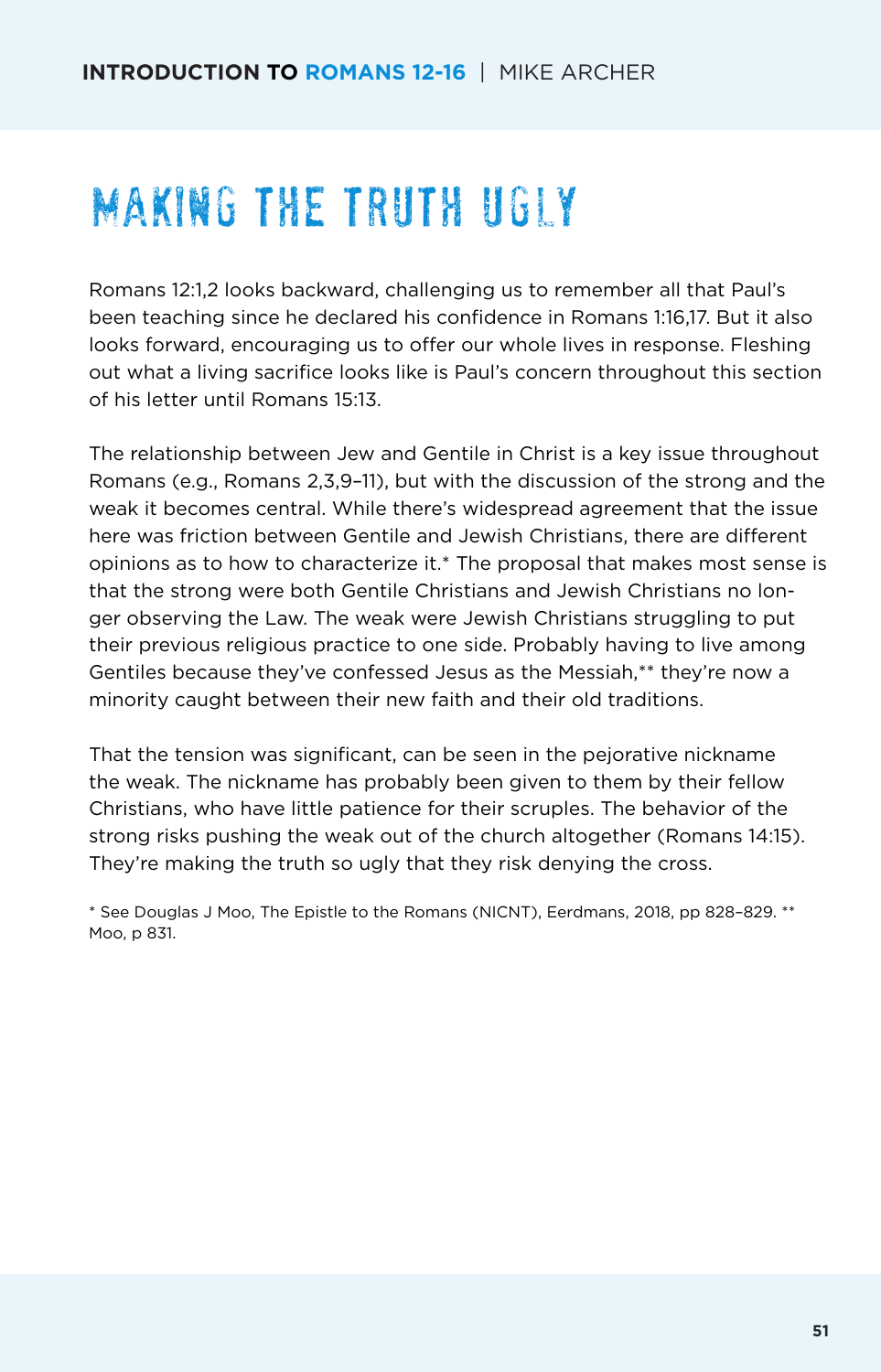# MAKING THE TRUTH UGLY

Romans 12:1,2 looks backward, challenging us to remember all that Paul's been teaching since he declared his confidence in Romans 1:16,17. But it also looks forward, encouraging us to offer our whole lives in response. Fleshing out what a living sacrifice looks like is Paul's concern throughout this section of his letter until Romans 15:13.

The relationship between Jew and Gentile in Christ is a key issue throughout Romans (e.g., Romans 2,3,9–11), but with the discussion of the strong and the weak it becomes central. While there's widespread agreement that the issue here was friction between Gentile and Jewish Christians, there are different opinions as to how to characterize it.* The proposal that makes most sense is that the strong were both Gentile Christians and Jewish Christians no longer observing the Law. The weak were Jewish Christians struggling to put their previous religious practice to one side. Probably having to live among Gentiles because they've confessed Jesus as the Messiah,** they're now a minority caught between their new faith and their old traditions.

That the tension was significant, can be seen in the pejorative nickname the weak. The nickname has probably been given to them by their fellow Christians, who have little patience for their scruples. The behavior of the strong risks pushing the weak out of the church altogether (Romans 14:15). They're making the truth so ugly that they risk denying the cross.

* See Douglas J Moo, The Epistle to the Romans (NICNT), Eerdmans, 2018, pp 828–829. ** Moo, p 831.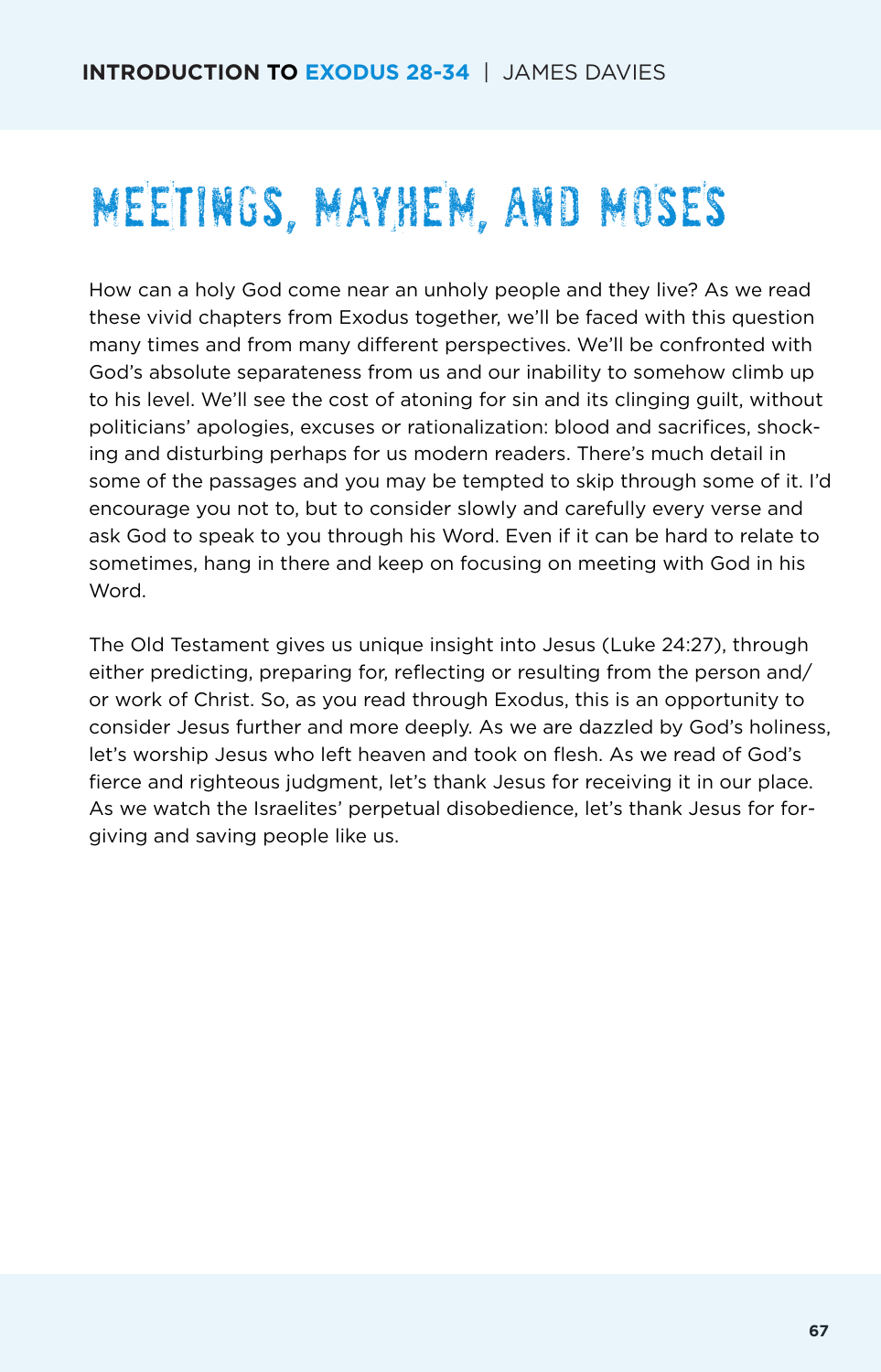# MEETINGS, MAYHEM, AND MOSES

How can a holy God come near an unholy people and they live? As we read these vivid chapters from Exodus together, we'll be faced with this question many times and from many different perspectives. We'll be confronted with God's absolute separateness from us and our inability to somehow climb up to his level. We'll see the cost of atoning for sin and its clinging guilt, without politicians' apologies, excuses or rationalization: blood and sacrifices, shocking and disturbing perhaps for us modern readers. There's much detail in some of the passages and you may be tempted to skip through some of it. I'd encourage you not to, but to consider slowly and carefully every verse and ask God to speak to you through his Word. Even if it can be hard to relate to sometimes, hang in there and keep on focusing on meeting with God in his Word.

The Old Testament gives us unique insight into Jesus (Luke 24:27), through either predicting, preparing for, reflecting or resulting from the person and/or work of Christ. So, as you read through Exodus, this is an opportunity to consider Jesus further and more deeply. As we are dazzled by God's holiness, let's worship Jesus who left heaven and took on flesh. As we read of God's fierce and righteous judgment, let's thank Jesus for receiving it in our place. As we watch the Israelites' perpetual disobedience, let's thank Jesus for forgiving and saving people like us.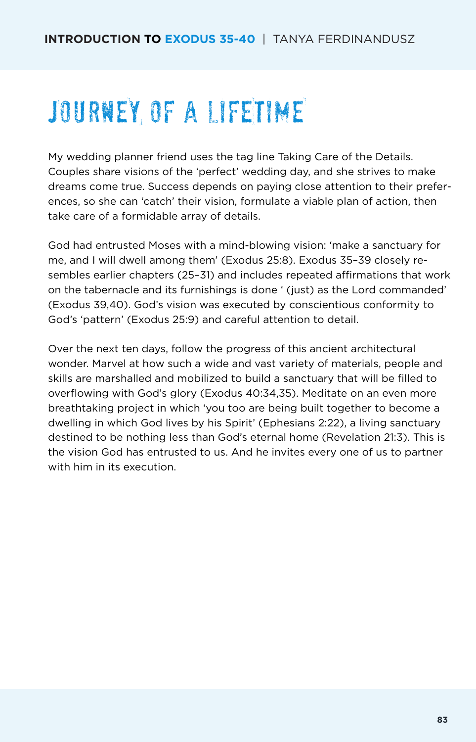# JOURNEY OF A LIFETIME

My wedding planner friend uses the tag line Taking Care of the Details. Couples share visions of the 'perfect' wedding day, and she strives to make dreams come true. Success depends on paying close attention to their preferences, so she can 'catch' their vision, formulate a viable plan of action, then take care of a formidable array of details.

God had entrusted Moses with a mind-blowing vision: 'make a sanctuary for me, and I will dwell among them' (Exodus 25:8). Exodus 35–39 closely resembles earlier chapters (25–31) and includes repeated affirmations that work on the tabernacle and its furnishings is done ' (just) as the Lord commanded' (Exodus 39,40). God's vision was executed by conscientious conformity to God's 'pattern' (Exodus 25:9) and careful attention to detail.

Over the next ten days, follow the progress of this ancient architectural wonder. Marvel at how such a wide and vast variety of materials, people and skills are marshalled and mobilized to build a sanctuary that will be filled to overflowing with God's glory (Exodus 40:34,35). Meditate on an even more breathtaking project in which 'you too are being built together to become a dwelling in which God lives by his Spirit' (Ephesians 2:22), a living sanctuary destined to be nothing less than God's eternal home (Revelation 21:3). This is the vision God has entrusted to us. And he invites every one of us to partner with him in its execution.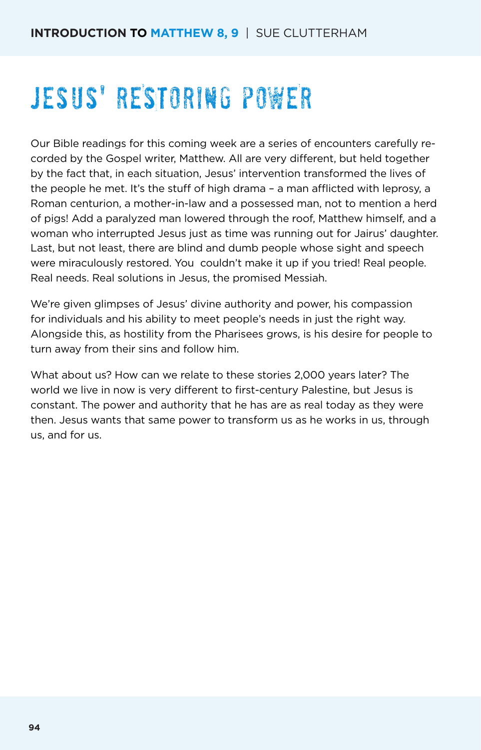INTRODUCTION TO **MATTHEW 8, 9** | SUE CLUTTERHAM

# JESUS' RESTORING POWER

Our Bible readings for this coming week are a series of encounters carefully recorded by the Gospel writer, Matthew. All are very different, but held together by the fact that, in each situation, Jesus' intervention transformed the lives of the people he met. It's the stuff of high drama – a man afflicted with leprosy, a Roman centurion, a mother-in-law and a possessed man, not to mention a herd of pigs! Add a paralyzed man lowered through the roof, Matthew himself, and a woman who interrupted Jesus just as time was running out for Jairus' daughter. Last, but not least, there are blind and dumb people whose sight and speech were miraculously restored. You couldn't make it up if you tried! Real people. Real needs. Real solutions in Jesus, the promised Messiah.

We're given glimpses of Jesus' divine authority and power, his compassion for individuals and his ability to meet people's needs in just the right way. Alongside this, as hostility from the Pharisees grows, is his desire for people to turn away from their sins and follow him.

What about us? How can we relate to these stories 2,000 years later? The world we live in now is very different to first-century Palestine, but Jesus is constant. The power and authority that he has are as real today as they were then. Jesus wants that same power to transform us as he works in us, through us, and for us.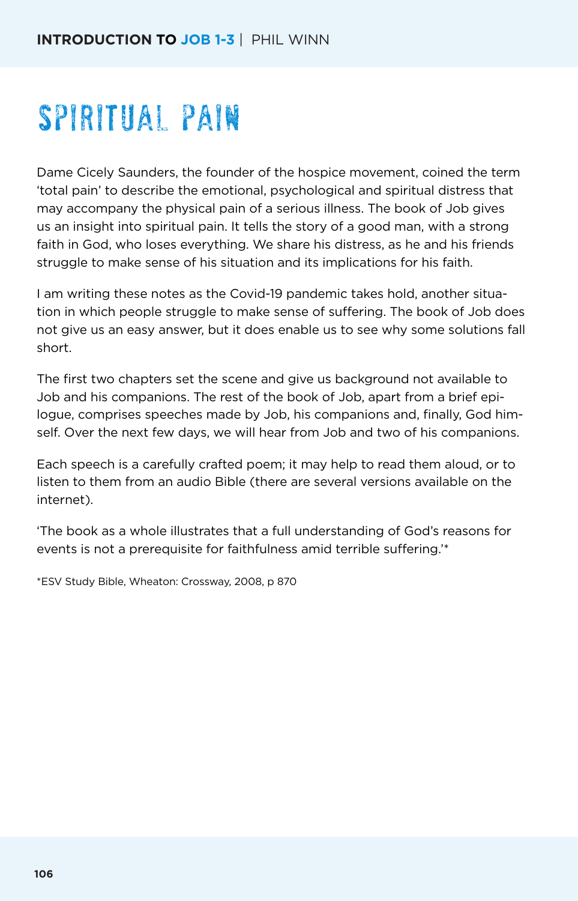# SPIRITUAL PAIN

Dame Cicely Saunders, the founder of the hospice movement, coined the term 'total pain' to describe the emotional, psychological and spiritual distress that may accompany the physical pain of a serious illness. The book of Job gives us an insight into spiritual pain. It tells the story of a good man, with a strong faith in God, who loses everything. We share his distress, as he and his friends struggle to make sense of his situation and its implications for his faith.

I am writing these notes as the Covid-19 pandemic takes hold, another situation in which people struggle to make sense of suffering. The book of Job does not give us an easy answer, but it does enable us to see why some solutions fall short.

The first two chapters set the scene and give us background not available to Job and his companions. The rest of the book of Job, apart from a brief epilogue, comprises speeches made by Job, his companions and, finally, God himself. Over the next few days, we will hear from Job and two of his companions.

Each speech is a carefully crafted poem; it may help to read them aloud, or to listen to them from an audio Bible (there are several versions available on the internet).

'The book as a whole illustrates that a full understanding of God's reasons for events is not a prerequisite for faithfulness amid terrible suffering.'*

*ESV Study Bible, Wheaton: Crossway, 2008, p 870